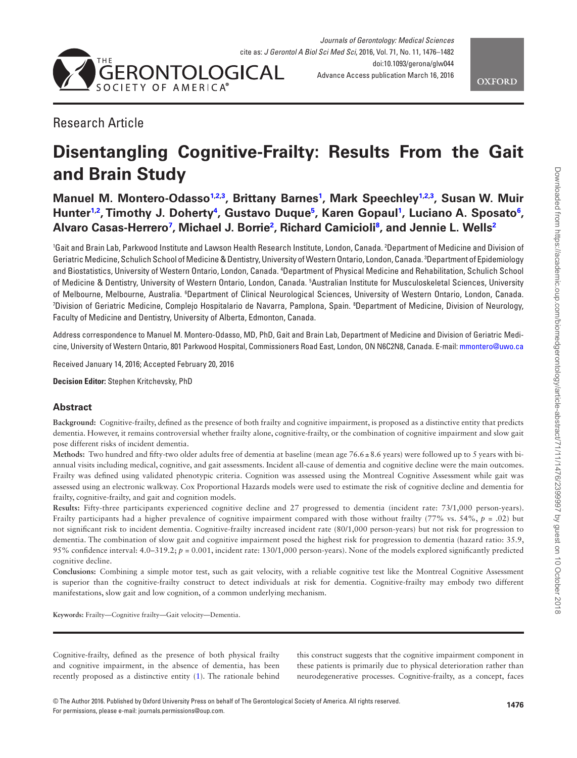Research Article

# Disentangling Cognitive-Frailty: Results From the Gait and Brain Study

**Manuel M. Montero-Odasso[1,2,3], Brittany Barnes[1], Mark Speechley[1,2,3], Susan W. Muir Hunter[1,2], Timothy J. Doherty[4], Gustavo Duque[5], Karen Gopaul[1], Luciano A. Sposato[6], Alvaro Casas-Herrero[7], Michael J. Borrie[2], Richard Camicioli[8], and Jennie L. Wells[2]**

[1]Gait and Brain Lab, Parkwood Institute and Lawson Health Research Institute, London, Canada. [2]Department of Medicine and Division of Geriatric Medicine, Schulich School of Medicine & Dentistry, University of Western Ontario, London, Canada. [3]Department of Epidemiology and Biostatistics, University of Western Ontario, London, Canada. [4]Department of Physical Medicine and Rehabilitation, Schulich School of Medicine & Dentistry, University of Western Ontario, London, Canada. [5]Australian Institute for Musculoskeletal Sciences, University of Melbourne, Melbourne, Australia. [6]Department of Clinical Neurological Sciences, University of Western Ontario, London, Canada. [7]Division of Geriatric Medicine, Complejo Hospitalario de Navarra, Pamplona, Spain. [8]Department of Medicine, Division of Neurology, Faculty of Medicine and Dentistry, University of Alberta, Edmonton, Canada.

Address correspondence to Manuel M. Montero-Odasso, MD, PhD, Gait and Brain Lab, Department of Medicine and Division of Geriatric Medicine, University of Western Ontario, 801 Parkwood Hospital, Commissioners Road East, London, ON N6C2N8, Canada. E-mail: mmontero@uwo.ca

Received January 14, 2016; Accepted February 20, 2016

**Decision Editor:** Stephen Kritchevsky, PhD

## Abstract

**Background:** Cognitive-frailty, defined as the presence of both frailty and cognitive impairment, is proposed as a distinctive entity that predicts dementia. However, it remains controversial whether frailty alone, cognitive-frailty, or the combination of cognitive impairment and slow gait pose different risks of incident dementia.

**Methods:** Two hundred and fifty-two older adults free of dementia at baseline (mean age 76.6 ± 8.6 years) were followed up to 5 years with bi-annual visits including medical, cognitive, and gait assessments. Incident all-cause of dementia and cognitive decline were the main outcomes. Frailty was defined using validated phenotypic criteria. Cognition was assessed using the Montreal Cognitive Assessment while gait was assessed using an electronic walkway. Cox Proportional Hazards models were used to estimate the risk of cognitive decline and dementia for frailty, cognitive-frailty, and gait and cognition models.

**Results:** Fifty-three participants experienced cognitive decline and 27 progressed to dementia (incident rate: 73/1,000 person-years). Frailty participants had a higher prevalence of cognitive impairment compared with those without frailty (77% vs. 54%, $p$ = .02) but not significant risk to incident dementia. Cognitive-frailty increased incident rate (80/1,000 person-years) but not risk for progression to dementia. The combination of slow gait and cognitive impairment posed the highest risk for progression to dementia (hazard ratio: 35.9, 95% confidence interval: 4.0–319.2; $p$ = 0.001, incident rate: 130/1,000 person-years). None of the models explored significantly predicted cognitive decline.

**Conclusions:** Combining a simple motor test, such as gait velocity, with a reliable cognitive test like the Montreal Cognitive Assessment is superior than the cognitive-frailty construct to detect individuals at risk for dementia. Cognitive-frailty may embody two different manifestations, slow gait and low cognition, of a common underlying mechanism.

**Keywords:** Frailty—Cognitive frailty—Gait velocity—Dementia.

Cognitive-frailty, defined as the presence of both physical frailty and cognitive impairment, in the absence of dementia, has been recently proposed as a distinctive entity (1). The rationale behind this construct suggests that the cognitive impairment component in these patients is primarily due to physical deterioration rather than neurodegenerative processes. Cognitive-frailty, as a concept, faces

© The Author 2016. Published by Oxford University Press on behalf of The Gerontological Society of America. All rights reserved. For permissions, please e-mail: journals.permissions@oup.com.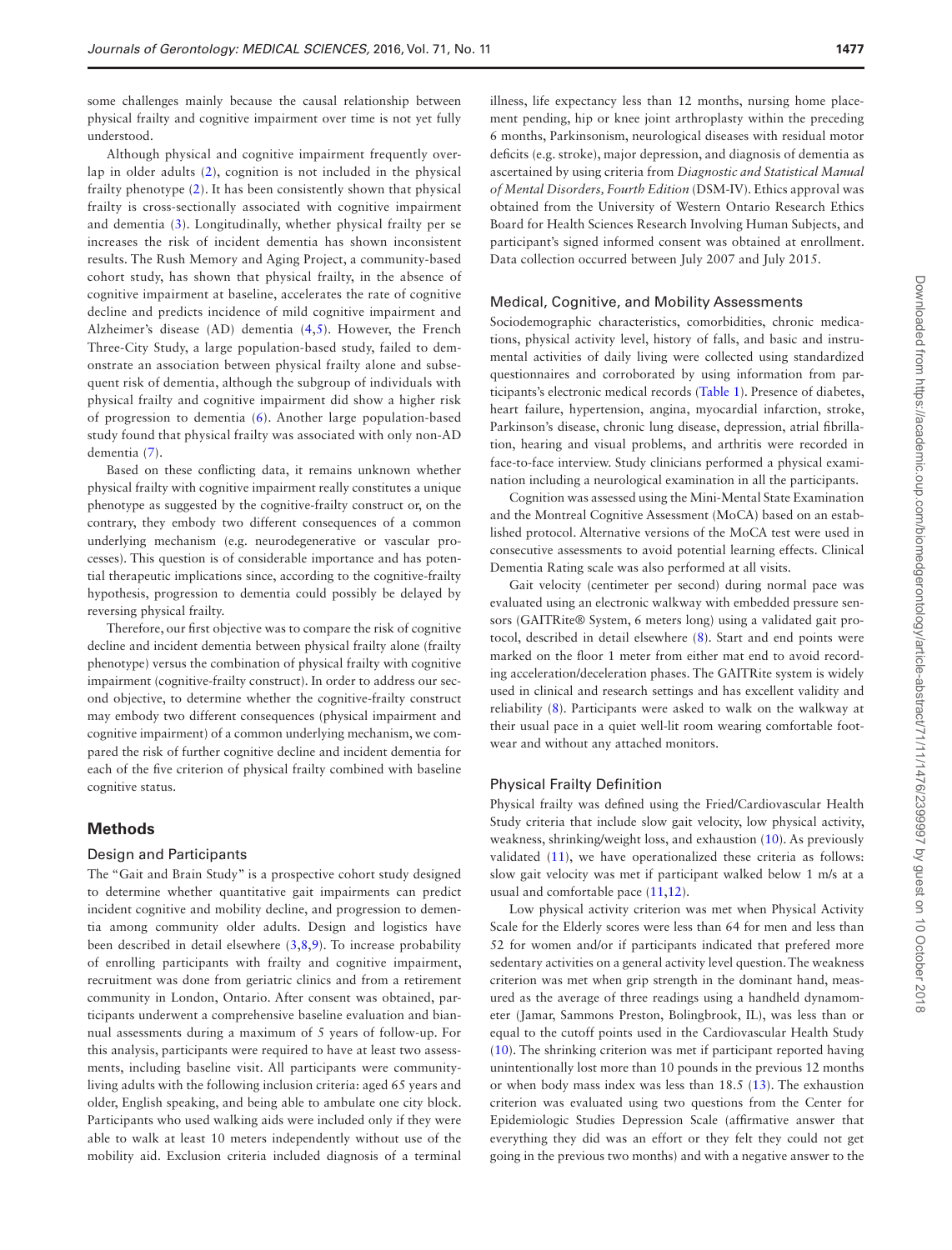some challenges mainly because the causal relationship between physical frailty and cognitive impairment over time is not yet fully understood.

Although physical and cognitive impairment frequently overlap in older adults (2), cognition is not included in the physical frailty phenotype (2). It has been consistently shown that physical frailty is cross-sectionally associated with cognitive impairment and dementia (3). Longitudinally, whether physical frailty per se increases the risk of incident dementia has shown inconsistent results. The Rush Memory and Aging Project, a community-based cohort study, has shown that physical frailty, in the absence of cognitive impairment at baseline, accelerates the rate of cognitive decline and predicts incidence of mild cognitive impairment and Alzheimer's disease (AD) dementia (4,5). However, the French Three-City Study, a large population-based study, failed to demonstrate an association between physical frailty alone and subsequent risk of dementia, although the subgroup of individuals with physical frailty and cognitive impairment did show a higher risk of progression to dementia (6). Another large population-based study found that physical frailty was associated with only non-AD dementia (7).

Based on these conflicting data, it remains unknown whether physical frailty with cognitive impairment really constitutes a unique phenotype as suggested by the cognitive-frailty construct or, on the contrary, they embody two different consequences of a common underlying mechanism (e.g. neurodegenerative or vascular processes). This question is of considerable importance and has potential therapeutic implications since, according to the cognitive-frailty hypothesis, progression to dementia could possibly be delayed by reversing physical frailty.

Therefore, our first objective was to compare the risk of cognitive decline and incident dementia between physical frailty alone (frailty phenotype) versus the combination of physical frailty with cognitive impairment (cognitive-frailty construct). In order to address our second objective, to determine whether the cognitive-frailty construct may embody two different consequences (physical impairment and cognitive impairment) of a common underlying mechanism, we compared the risk of further cognitive decline and incident dementia for each of the five criterion of physical frailty combined with baseline cognitive status.

## Methods

### Design and Participants

The "Gait and Brain Study" is a prospective cohort study designed to determine whether quantitative gait impairments can predict incident cognitive and mobility decline, and progression to dementia among community older adults. Design and logistics have been described in detail elsewhere (3,8,9). To increase probability of enrolling participants with frailty and cognitive impairment, recruitment was done from geriatric clinics and from a retirement community in London, Ontario. After consent was obtained, participants underwent a comprehensive baseline evaluation and biannual assessments during a maximum of 5 years of follow-up. For this analysis, participants were required to have at least two assessments, including baseline visit. All participants were community-living adults with the following inclusion criteria: aged 65 years and older, English speaking, and being able to ambulate one city block. Participants who used walking aids were included only if they were able to walk at least 10 meters independently without use of the mobility aid. Exclusion criteria included diagnosis of a terminal illness, life expectancy less than 12 months, nursing home placement pending, hip or knee joint arthroplasty within the preceding 6 months, Parkinsonism, neurological diseases with residual motor deficits (e.g. stroke), major depression, and diagnosis of dementia as ascertained by using criteria from *Diagnostic and Statistical Manual of Mental Disorders, Fourth Edition* (DSM-IV). Ethics approval was obtained from the University of Western Ontario Research Ethics Board for Health Sciences Research Involving Human Subjects, and participant's signed informed consent was obtained at enrollment. Data collection occurred between July 2007 and July 2015.

### Medical, Cognitive, and Mobility Assessments

Sociodemographic characteristics, comorbidities, chronic medications, physical activity level, history of falls, and basic and instrumental activities of daily living were collected using standardized questionnaires and corroborated by using information from participants's electronic medical records (Table 1). Presence of diabetes, heart failure, hypertension, angina, myocardial infarction, stroke, Parkinson's disease, chronic lung disease, depression, atrial fibrillation, hearing and visual problems, and arthritis were recorded in face-to-face interview. Study clinicians performed a physical examination including a neurological examination in all the participants.

Cognition was assessed using the Mini-Mental State Examination and the Montreal Cognitive Assessment (MoCA) based on an established protocol. Alternative versions of the MoCA test were used in consecutive assessments to avoid potential learning effects. Clinical Dementia Rating scale was also performed at all visits.

Gait velocity (centimeter per second) during normal pace was evaluated using an electronic walkway with embedded pressure sensors (GAITRite® System, 6 meters long) using a validated gait protocol, described in detail elsewhere (8). Start and end points were marked on the floor 1 meter from either mat end to avoid recording acceleration/deceleration phases. The GAITRite system is widely used in clinical and research settings and has excellent validity and reliability (8). Participants were asked to walk on the walkway at their usual pace in a quiet well-lit room wearing comfortable footwear and without any attached monitors.

### Physical Frailty Definition

Physical frailty was defined using the Fried/Cardiovascular Health Study criteria that include slow gait velocity, low physical activity, weakness, shrinking/weight loss, and exhaustion (10). As previously validated (11), we have operationalized these criteria as follows: slow gait velocity was met if participant walked below 1 m/s at a usual and comfortable pace (11,12).

Low physical activity criterion was met when Physical Activity Scale for the Elderly scores were less than 64 for men and less than 52 for women and/or if participants indicated that prefered more sedentary activities on a general activity level question. The weakness criterion was met when grip strength in the dominant hand, measured as the average of three readings using a handheld dynamometer (Jamar, Sammons Preston, Bolingbrook, IL), was less than or equal to the cutoff points used in the Cardiovascular Health Study (10). The shrinking criterion was met if participant reported having unintentionally lost more than 10 pounds in the previous 12 months or when body mass index was less than 18.5 (13). The exhaustion criterion was evaluated using two questions from the Center for Epidemiologic Studies Depression Scale (affirmative answer that everything they did was an effort or they felt they could not get going in the previous two months) and with a negative answer to the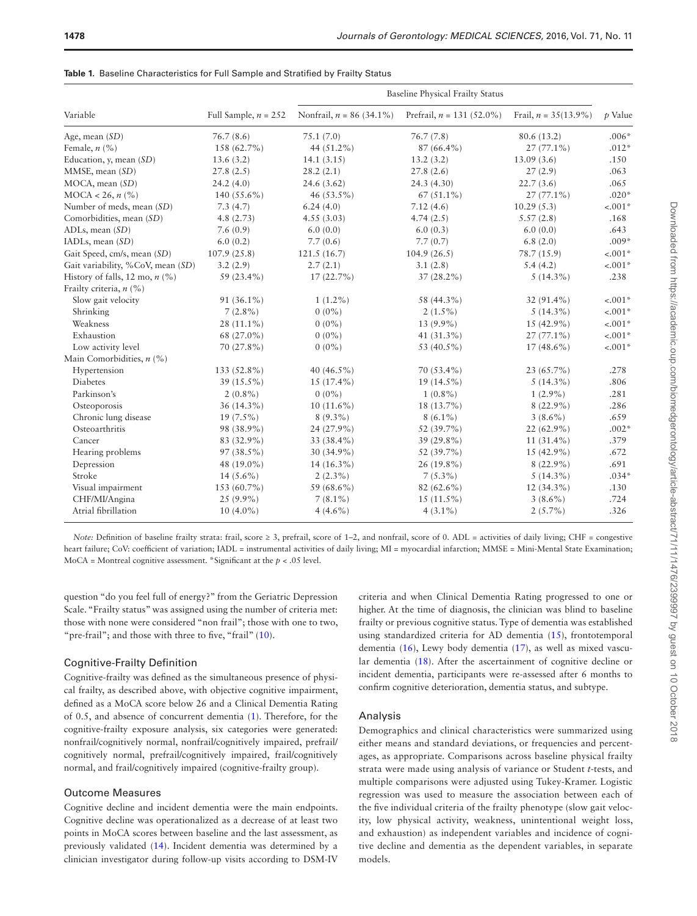**Table 1.** Baseline Characteristics for Full Sample and Stratified by Frailty Status

| Variable | Full Sample, $n$ = 252 | Baseline Physical Frailty Status | | | $p$ Value |
|---|---|---|---|---|---|
| | | Nonfrail, $n$ = 86 (34.1%) | Prefrail, $n$ = 131 (52.0%) | Frail, $n$ = 35(13.9%) | |
| Age, mean (*SD*) | 76.7 (8.6) | 75.1 (7.0) | 76.7 (7.8) | 80.6 (13.2) | .006* |
| Female, $n$ (%) | 158 (62.7%) | 44 (51.2%) | 87 (66.4%) | 27 (77.1%) | .012* |
| Education, y, mean (*SD*) | 13.6 (3.2) | 14.1 (3.15) | 13.2 (3.2) | 13.09 (3.6) | .150 |
| MMSE, mean (*SD*) | 27.8 (2.5) | 28.2 (2.1) | 27.8 (2.6) | 27 (2.9) | .063 |
| MOCA, mean (*SD*) | 24.2 (4.0) | 24.6 (3.62) | 24.3 (4.30) | 22.7 (3.6) | .065 |
| MOCA < 26, $n$ (%) | 140 (55.6%) | 46 (53.5%) | 67 (51.1%) | 27 (77.1%) | .020* |
| Number of meds, mean (*SD*) | 7.3 (4.7) | 6.24 (4.0) | 7.12 (4.6) | 10.29 (5.3) | <.001* |
| Comorbidities, mean (*SD*) | 4.8 (2.73) | 4.55 (3.03) | 4.74 (2.5) | 5.57 (2.8) | .168 |
| ADLs, mean (*SD*) | 7.6 (0.9) | 6.0 (0.0) | 6.0 (0.3) | 6.0 (0.0) | .643 |
| IADLs, mean (*SD*) | 6.0 (0.2) | 7.7 (0.6) | 7.7 (0.7) | 6.8 (2.0) | .009* |
| Gait Speed, cm/s, mean (*SD*) | 107.9 (25.8) | 121.5 (16.7) | 104.9 (26.5) | 78.7 (15.9) | <.001* |
| Gait variability, %CoV, mean (*SD*) | 3.2 (2.9) | 2.7 (2.1) | 3.1 (2.8) | 5.4 (4.2) | <.001* |
| History of falls, 12 mo, $n$ (%) | 59 (23.4%) | 17 (22.7%) | 37 (28.2%) | 5 (14.3%) | .238 |
| Frailty criteria, $n$ (%) | | | | | |
| Slow gait velocity | 91 (36.1%) | 1 (1.2%) | 58 (44.3%) | 32 (91.4%) | <.001* |
| Shrinking | 7 (2.8%) | 0 (0%) | 2 (1.5%) | 5 (14.3%) | <.001* |
| Weakness | 28 (11.1%) | 0 (0%) | 13 (9.9%) | 15 (42.9%) | <.001* |
| Exhaustion | 68 (27.0%) | 0 (0%) | 41 (31.3%) | 27 (77.1%) | <.001* |
| Low activity level | 70 (27.8%) | 0 (0%) | 53 (40.5%) | 17 (48.6%) | <.001* |
| Main Comorbidities, $n$ (%) | | | | | |
| Hypertension | 133 (52.8%) | 40 (46.5%) | 70 (53.4%) | 23 (65.7%) | .278 |
| Diabetes | 39 (15.5%) | 15 (17.4%) | 19 (14.5%) | 5 (14.3%) | .806 |
| Parkinson's | 2 (0.8%) | 0 (0%) | 1 (0.8%) | 1 (2.9%) | .281 |
| Osteoporosis | 36 (14.3%) | 10 (11.6%) | 18 (13.7%) | 8 (22.9%) | .286 |
| Chronic lung disease | 19 (7.5%) | 8 (9.3%) | 8 (6.1%) | 3 (8.6%) | .659 |
| Osteoarthritis | 98 (38.9%) | 24 (27.9%) | 52 (39.7%) | 22 (62.9%) | .002* |
| Cancer | 83 (32.9%) | 33 (38.4%) | 39 (29.8%) | 11 (31.4%) | .379 |
| Hearing problems | 97 (38.5%) | 30 (34.9%) | 52 (39.7%) | 15 (42.9%) | .672 |
| Depression | 48 (19.0%) | 14 (16.3%) | 26 (19.8%) | 8 (22.9%) | .691 |
| Stroke | 14 (5.6%) | 2 (2.3%) | 7 (5.3%) | 5 (14.3%) | .034* |
| Visual impairment | 153 (60.7%) | 59 (68.6%) | 82 (62.6%) | 12 (34.3%) | .130 |
| CHF/MI/Angina | 25 (9.9%) | 7 (8.1%) | 15 (11.5%) | 3 (8.6%) | .724 |
| Atrial fibrillation | 10 (4.0%) | 4 (4.6%) | 4 (3.1%) | 2 (5.7%) | .326 |

*Note:* Definition of baseline frailty strata: frail, score ≥ 3, prefrail, score of 1–2, and nonfrail, score of 0. ADL = activities of daily living; CHF = congestive heart failure; CoV: coefficient of variation; IADL = instrumental activities of daily living; MI = myocardial infarction; MMSE = Mini-Mental State Examination; MoCA = Montreal cognitive assessment. *Significant at the $p < .05$ level.

question "do you feel full of energy?" from the Geriatric Depression Scale. "Frailty status" was assigned using the number of criteria met: those with none were considered "non frail"; those with one to two, "pre-frail"; and those with three to five, "frail" (10).

## Cognitive-Frailty Definition

Cognitive-frailty was defined as the simultaneous presence of physical frailty, as described above, with objective cognitive impairment, defined as a MoCA score below 26 and a Clinical Dementia Rating of 0.5, and absence of concurrent dementia (1). Therefore, for the cognitive-frailty exposure analysis, six categories were generated: nonfrail/cognitively normal, nonfrail/cognitively impaired, prefrail/cognitively normal, prefrail/cognitively impaired, frail/cognitively normal, and frail/cognitively impaired (cognitive-frailty group).

## Outcome Measures

Cognitive decline and incident dementia were the main endpoints. Cognitive decline was operationalized as a decrease of at least two points in MoCA scores between baseline and the last assessment, as previously validated (14). Incident dementia was determined by a clinician investigator during follow-up visits according to DSM-IV criteria and when Clinical Dementia Rating progressed to one or higher. At the time of diagnosis, the clinician was blind to baseline frailty or previous cognitive status. Type of dementia was established using standardized criteria for AD dementia (15), frontotemporal dementia (16), Lewy body dementia (17), as well as mixed vascular dementia (18). After the ascertainment of cognitive decline or incident dementia, participants were re-assessed after 6 months to confirm cognitive deterioration, dementia status, and subtype.

## Analysis

Demographics and clinical characteristics were summarized using either means and standard deviations, or frequencies and percentages, as appropriate. Comparisons across baseline physical frailty strata were made using analysis of variance or Student *t*-tests, and multiple comparisons were adjusted using Tukey-Kramer. Logistic regression was used to measure the association between each of the five individual criteria of the frailty phenotype (slow gait velocity, low physical activity, weakness, unintentional weight loss, and exhaustion) as independent variables and incidence of cognitive decline and dementia as the dependent variables, in separate models.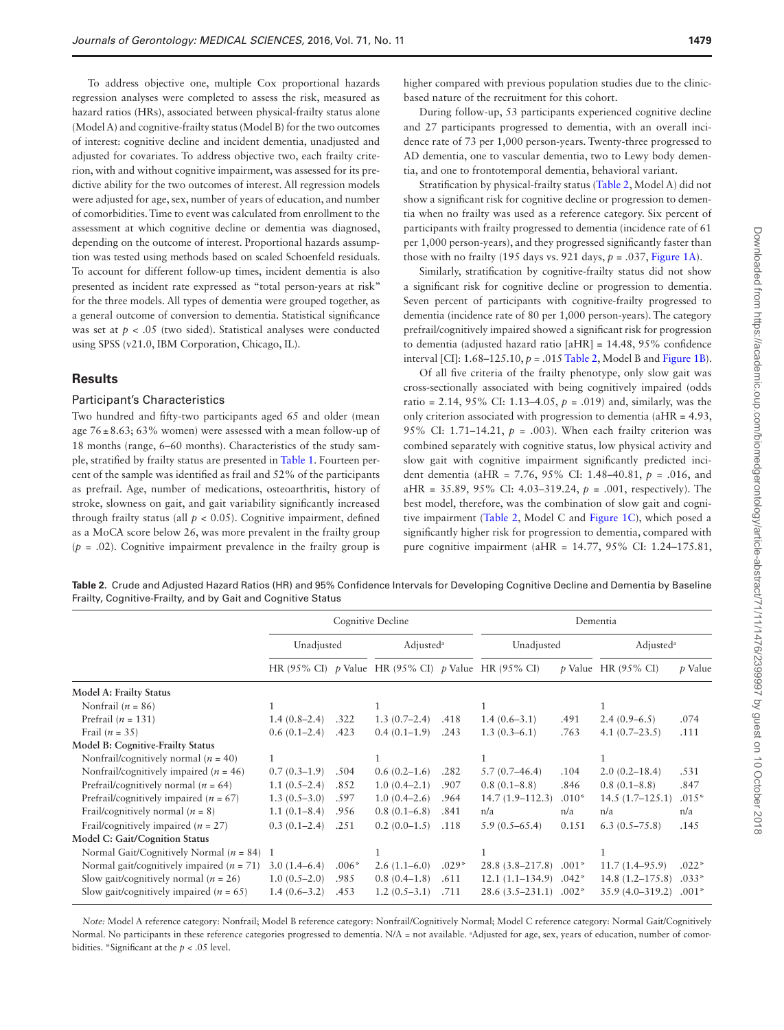To address objective one, multiple Cox proportional hazards regression analyses were completed to assess the risk, measured as hazard ratios (HRs), associated between physical-frailty status alone (Model A) and cognitive-frailty status (Model B) for the two outcomes of interest: cognitive decline and incident dementia, unadjusted and adjusted for covariates. To address objective two, each frailty criterion, with and without cognitive impairment, was assessed for its predictive ability for the two outcomes of interest. All regression models were adjusted for age, sex, number of years of education, and number of comorbidities. Time to event was calculated from enrollment to the assessment at which cognitive decline or dementia was diagnosed, depending on the outcome of interest. Proportional hazards assumption was tested using methods based on scaled Schoenfeld residuals. To account for different follow-up times, incident dementia is also presented as incident rate expressed as "total person-years at risk" for the three models. All types of dementia were grouped together, as a general outcome of conversion to dementia. Statistical significance was set at $p < .05$ (two sided). Statistical analyses were conducted using SPSS (v21.0, IBM Corporation, Chicago, IL).

## Results

### Participant's Characteristics

Two hundred and fifty-two participants aged 65 and older (mean age $76 \pm 8.63$; 63% women) were assessed with a mean follow-up of 18 months (range, 6–60 months). Characteristics of the study sample, stratified by frailty status are presented in Table 1. Fourteen percent of the sample was identified as frail and 52% of the participants as prefrail. Age, number of medications, osteoarthritis, history of stroke, slowness on gait, and gait variability significantly increased through frailty status (all $p < 0.05$). Cognitive impairment, defined as a MoCA score below 26, was more prevalent in the frailty group ($p = .02$). Cognitive impairment prevalence in the frailty group is higher compared with previous population studies due to the clinic-based nature of the recruitment for this cohort.

During follow-up, 53 participants experienced cognitive decline and 27 participants progressed to dementia, with an overall incidence rate of 73 per 1,000 person-years. Twenty-three progressed to AD dementia, one to vascular dementia, two to Lewy body dementia, and one to frontotemporal dementia, behavioral variant.

Stratification by physical-frailty status (Table 2, Model A) did not show a significant risk for cognitive decline or progression to dementia when no frailty was used as a reference category. Six percent of participants with frailty progressed to dementia (incidence rate of 61 per 1,000 person-years), and they progressed significantly faster than those with no frailty (195 days vs. 921 days, $p = .037$, Figure 1A).

Similarly, stratification by cognitive-frailty status did not show a significant risk for cognitive decline or progression to dementia. Seven percent of participants with cognitive-frailty progressed to dementia (incidence rate of 80 per 1,000 person-years). The category prefrail/cognitively impaired showed a significant risk for progression to dementia (adjusted hazard ratio [aHR] = 14.48, 95% confidence interval [CI]: 1.68–125.10, $p = .015$ Table 2, Model B and Figure 1B).

Of all five criteria of the frailty phenotype, only slow gait was cross-sectionally associated with being cognitively impaired (odds ratio = 2.14, 95% CI: 1.13–4.05, $p = .019$) and, similarly, was the only criterion associated with progression to dementia (aHR = 4.93, 95% CI: 1.71–14.21, $p = .003$). When each frailty criterion was combined separately with cognitive status, low physical activity and slow gait with cognitive impairment significantly predicted incident dementia (aHR = 7.76, 95% CI: 1.48–40.81, $p = .016$, and aHR = 35.89, 95% CI: 4.03–319.24, $p = .001$, respectively). The best model, therefore, was the combination of slow gait and cognitive impairment (Table 2, Model C and Figure 1C), which posed a significantly higher risk for progression to dementia, compared with pure cognitive impairment (aHR = 14.77, 95% CI: 1.24–175.81,

**Table 2.** Crude and Adjusted Hazard Ratios (HR) and 95% Confidence Intervals for Developing Cognitive Decline and Dementia by Baseline Frailty, Cognitive-Frailty, and by Gait and Cognitive Status

| | Cognitive Decline | | | | Dementia | | | |
|---|---|---|---|---|---|---|---|---|
| | Unadjusted | | Adjusted[a] | | Unadjusted | | Adjusted[a] | |
| | HR (95% CI) | *p* Value | HR (95% CI) | *p* Value | HR (95% CI) | *p* Value | HR (95% CI) | *p* Value |
| **Model A: Frailty Status** | | | | | | | | |
| Nonfrail (*n* = 86) | 1 | | 1 | | 1 | | 1 | |
| Prefrail (*n* = 131) | 1.4 (0.8–2.4) | .322 | 1.3 (0.7–2.4) | .418 | 1.4 (0.6–3.1) | .491 | 2.4 (0.9–6.5) | .074 |
| Frail (*n* = 35) | 0.6 (0.1–2.4) | .423 | 0.4 (0.1–1.9) | .243 | 1.3 (0.3–6.1) | .763 | 4.1 (0.7–23.5) | .111 |
| **Model B: Cognitive-Frailty Status** | | | | | | | | |
| Nonfrail/cognitively normal (*n* = 40) | 1 | | 1 | | 1 | | 1 | |
| Nonfrail/cognitively impaired (*n* = 46) | 0.7 (0.3–1.9) | .504 | 0.6 (0.2–1.6) | .282 | 5.7 (0.7–46.4) | .104 | 2.0 (0.2–18.4) | .531 |
| Prefrail/cognitively normal (*n* = 64) | 1.1 (0.5–2.4) | .852 | 1.0 (0.4–2.1) | .907 | 0.8 (0.1–8.8) | .846 | 0.8 (0.1–8.8) | .847 |
| Prefrail/cognitively impaired (*n* = 67) | 1.3 (0.5–3.0) | .597 | 1.0 (0.4–2.6) | .964 | 14.7 (1.9–112.3) | .010* | 14.5 (1.7–125.1) | .015* |
| Frail/cognitively normal (*n* = 8) | 1.1 (0.1–8.4) | .956 | 0.8 (0.1–6.8) | .841 | n/a | n/a | n/a | n/a |
| Frail/cognitively impaired (*n* = 27) | 0.3 (0.1–2.4) | .251 | 0.2 (0.0–1.5) | .118 | 5.9 (0.5–65.4) | 0.151 | 6.3 (0.5–75.8) | .145 |
| **Model C: Gait/Cognition Status** | | | | | | | | |
| Normal Gait/Cognitively Normal (*n* = 84) | 1 | | 1 | | 1 | | 1 | |
| Normal gait/cognitively impaired (*n* = 71) | 3.0 (1.4–6.4) | .006* | 2.6 (1.1–6.0) | .029* | 28.8 (3.8–217.8) | .001* | 11.7 (1.4–95.9) | .022* |
| Slow gait/cognitively normal (*n* = 26) | 1.0 (0.5–2.0) | .985 | 0.8 (0.4–1.8) | .611 | 12.1 (1.1–134.9) | .042* | 14.8 (1.2–175.8) | .033* |
| Slow gait/cognitively impaired (*n* = 65) | 1.4 (0.6–3.2) | .453 | 1.2 (0.5–3.1) | .711 | 28.6 (3.5–231.1) | .002* | 35.9 (4.0–319.2) | .001* |

*Note:* Model A reference category: Nonfrail; Model B reference category: Nonfrail/Cognitively Normal; Model C reference category: Normal Gait/Cognitively Normal. No participants in these reference categories progressed to dementia. N/A = not available. [a]Adjusted for age, sex, years of education, number of comorbidities. *Significant at the $p < .05$ level.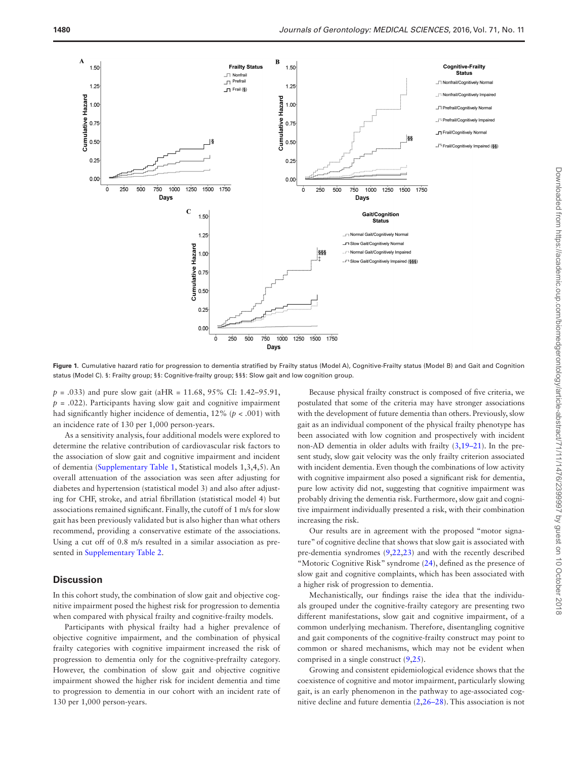Figure 1. Cumulative hazard ratio for progression to dementia stratified by Frailty status (Model A), Cognitive-Frailty status (Model B) and Gait and Cognition status (Model C). §: Frailty group; §§: Cognitive-frailty group; §§§: Slow gait and low cognition group.

$p$ = .033) and pure slow gait (aHR = 11.68, 95% CI: 1.42–95.91, $p$ = .022). Participants having slow gait and cognitive impairment had significantly higher incidence of dementia, 12% ($p$ < .001) with an incidence rate of 130 per 1,000 person-years.

As a sensitivity analysis, four additional models were explored to determine the relative contribution of cardiovascular risk factors to the association of slow gait and cognitive impairment and incident of dementia (Supplementary Table 1, Statistical models 1,3,4,5). An overall attenuation of the association was seen after adjusting for diabetes and hypertension (statistical model 3) and also after adjusting for CHF, stroke, and atrial fibrillation (statistical model 4) but associations remained significant. Finally, the cutoff of 1 m/s for slow gait has been previously validated but is also higher than what others recommend, providing a conservative estimate of the associations. Using a cut off of 0.8 m/s resulted in a similar association as presented in Supplementary Table 2.

## Discussion

In this cohort study, the combination of slow gait and objective cognitive impairment posed the highest risk for progression to dementia when compared with physical frailty and cognitive-frailty models.

Participants with physical frailty had a higher prevalence of objective cognitive impairment, and the combination of physical frailty categories with cognitive impairment increased the risk of progression to dementia only for the cognitive-prefrailty category. However, the combination of slow gait and objective cognitive impairment showed the higher risk for incident dementia and time to progression to dementia in our cohort with an incident rate of 130 per 1,000 person-years.

Because physical frailty construct is composed of five criteria, we postulated that some of the criteria may have stronger associations with the development of future dementia than others. Previously, slow gait as an individual component of the physical frailty phenotype has been associated with low cognition and prospectively with incident non-AD dementia in older adults with frailty (3,19–21). In the present study, slow gait velocity was the only frailty criterion associated with incident dementia. Even though the combinations of low activity with cognitive impairment also posed a significant risk for dementia, pure low activity did not, suggesting that cognitive impairment was probably driving the dementia risk. Furthermore, slow gait and cognitive impairment individually presented a risk, with their combination increasing the risk.

Our results are in agreement with the proposed "motor signature" of cognitive decline that shows that slow gait is associated with pre-dementia syndromes (9,22,23) and with the recently described "Motoric Cognitive Risk" syndrome (24), defined as the presence of slow gait and cognitive complaints, which has been associated with a higher risk of progression to dementia.

Mechanistically, our findings raise the idea that the individuals grouped under the cognitive-frailty category are presenting two different manifestations, slow gait and cognitive impairment, of a common underlying mechanism. Therefore, disentangling cognitive and gait components of the cognitive-frailty construct may point to common or shared mechanisms, which may not be evident when comprised in a single construct (9,25).

Growing and consistent epidemiological evidence shows that the coexistence of cognitive and motor impairment, particularly slowing gait, is an early phenomenon in the pathway to age-associated cognitive decline and future dementia (2,26–28). This association is not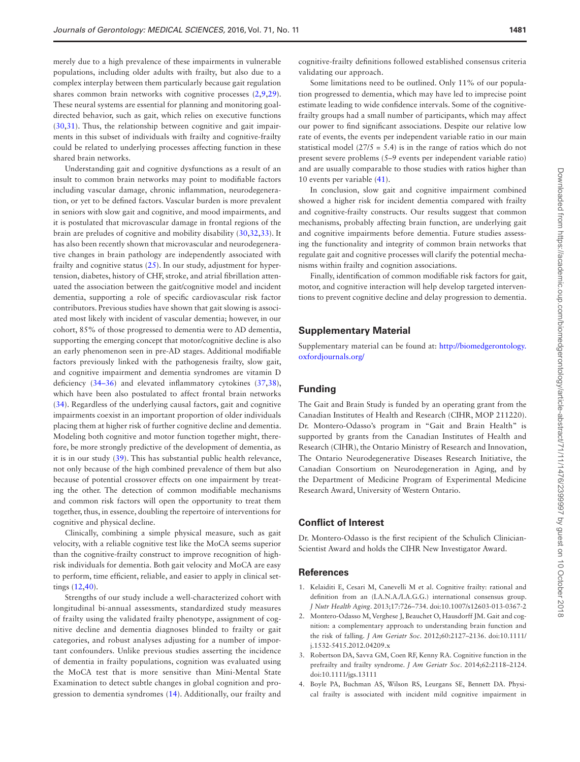merely due to a high prevalence of these impairments in vulnerable populations, including older adults with frailty, but also due to a complex interplay between them particularly because gait regulation shares common brain networks with cognitive processes (2,9,29). These neural systems are essential for planning and monitoring goal-directed behavior, such as gait, which relies on executive functions (30,31). Thus, the relationship between cognitive and gait impairments in this subset of individuals with frailty and cognitive-frailty could be related to underlying processes affecting function in these shared brain networks.

Understanding gait and cognitive dysfunctions as a result of an insult to common brain networks may point to modifiable factors including vascular damage, chronic inflammation, neurodegeneration, or yet to be defined factors. Vascular burden is more prevalent in seniors with slow gait and cognitive, and mood impairments, and it is postulated that microvascular damage in frontal regions of the brain are preludes of cognitive and mobility disability (30,32,33). It has also been recently shown that microvascular and neurodegenerative changes in brain pathology are independently associated with frailty and cognitive status (25). In our study, adjustment for hypertension, diabetes, history of CHF, stroke, and atrial fibrillation attenuated the association between the gait/cognitive model and incident dementia, supporting a role of specific cardiovascular risk factor contributors. Previous studies have shown that gait slowing is associated most likely with incident of vascular dementia; however, in our cohort, 85% of those progressed to dementia were to AD dementia, supporting the emerging concept that motor/cognitive decline is also an early phenomenon seen in pre-AD stages. Additional modifiable factors previously linked with the pathogenesis frailty, slow gait, and cognitive impairment and dementia syndromes are vitamin D deficiency (34–36) and elevated inflammatory cytokines (37,38), which have been also postulated to affect frontal brain networks (34). Regardless of the underlying causal factors, gait and cognitive impairments coexist in an important proportion of older individuals placing them at higher risk of further cognitive decline and dementia. Modeling both cognitive and motor function together might, therefore, be more strongly predictive of the development of dementia, as it is in our study (39). This has substantial public health relevance, not only because of the high combined prevalence of them but also because of potential crossover effects on one impairment by treating the other. The detection of common modifiable mechanisms and common risk factors will open the opportunity to treat them together, thus, in essence, doubling the repertoire of interventions for cognitive and physical decline.

Clinically, combining a simple physical measure, such as gait velocity, with a reliable cognitive test like the MoCA seems superior than the cognitive-frailty construct to improve recognition of high-risk individuals for dementia. Both gait velocity and MoCA are easy to perform, time efficient, reliable, and easier to apply in clinical settings (12,40).

Strengths of our study include a well-characterized cohort with longitudinal bi-annual assessments, standardized study measures of frailty using the validated frailty phenotype, assignment of cognitive decline and dementia diagnoses blinded to frailty or gait categories, and robust analyses adjusting for a number of important confounders. Unlike previous studies asserting the incidence of dementia in frailty populations, cognition was evaluated using the MoCA test that is more sensitive than Mini-Mental State Examination to detect subtle changes in global cognition and progression to dementia syndromes (14). Additionally, our frailty and cognitive-frailty definitions followed established consensus criteria validating our approach.

Some limitations need to be outlined. Only 11% of our population progressed to dementia, which may have led to imprecise point estimate leading to wide confidence intervals. Some of the cognitive-frailty groups had a small number of participants, which may affect our power to find significant associations. Despite our relative low rate of events, the events per independent variable ratio in our main statistical model (27/5 = 5.4) is in the range of ratios which do not present severe problems (5–9 events per independent variable ratio) and are usually comparable to those studies with ratios higher than 10 events per variable (41).

In conclusion, slow gait and cognitive impairment combined showed a higher risk for incident dementia compared with frailty and cognitive-frailty constructs. Our results suggest that common mechanisms, probably affecting brain function, are underlying gait and cognitive impairments before dementia. Future studies assessing the functionality and integrity of common brain networks that regulate gait and cognitive processes will clarify the potential mechanisms within frailty and cognition associations.

Finally, identification of common modifiable risk factors for gait, motor, and cognitive interaction will help develop targeted interventions to prevent cognitive decline and delay progression to dementia.

## Supplementary Material

Supplementary material can be found at: http://biomedgerontology.oxfordjournals.org/

## Funding

The Gait and Brain Study is funded by an operating grant from the Canadian Institutes of Health and Research (CIHR, MOP 211220). Dr. Montero-Odasso's program in "Gait and Brain Health" is supported by grants from the Canadian Institutes of Health and Research (CIHR), the Ontario Ministry of Research and Innovation, The Ontario Neurodegenerative Diseases Research Initiative, the Canadian Consortium on Neurodegeneration in Aging, and by the Department of Medicine Program of Experimental Medicine Research Award, University of Western Ontario.

## Conflict of Interest

Dr. Montero-Odasso is the first recipient of the Schulich Clinician-Scientist Award and holds the CIHR New Investigator Award.

## References

1. Kelaiditi E, Cesari M, Canevelli M et al. Cognitive frailty: rational and definition from an (I.A.N.A./I.A.G.G.) international consensus group. *J Nutr Health Aging*. 2013;17:726–734. doi:10.1007/s12603-013-0367-2
2. Montero-Odasso M, Verghese J, Beauchet O, Hausdorff JM. Gait and cognition: a complementary approach to understanding brain function and the risk of falling. *J Am Geriatr Soc*. 2012;60:2127–2136. doi:10.1111/j.1532-5415.2012.04209.x
3. Robertson DA, Savva GM, Coen RF, Kenny RA. Cognitive function in the prefrailty and frailty syndrome. *J Am Geriatr Soc*. 2014;62:2118–2124. doi:10.1111/jgs.13111
4. Boyle PA, Buchman AS, Wilson RS, Leurgans SE, Bennett DA. Physical frailty is associated with incident mild cognitive impairment in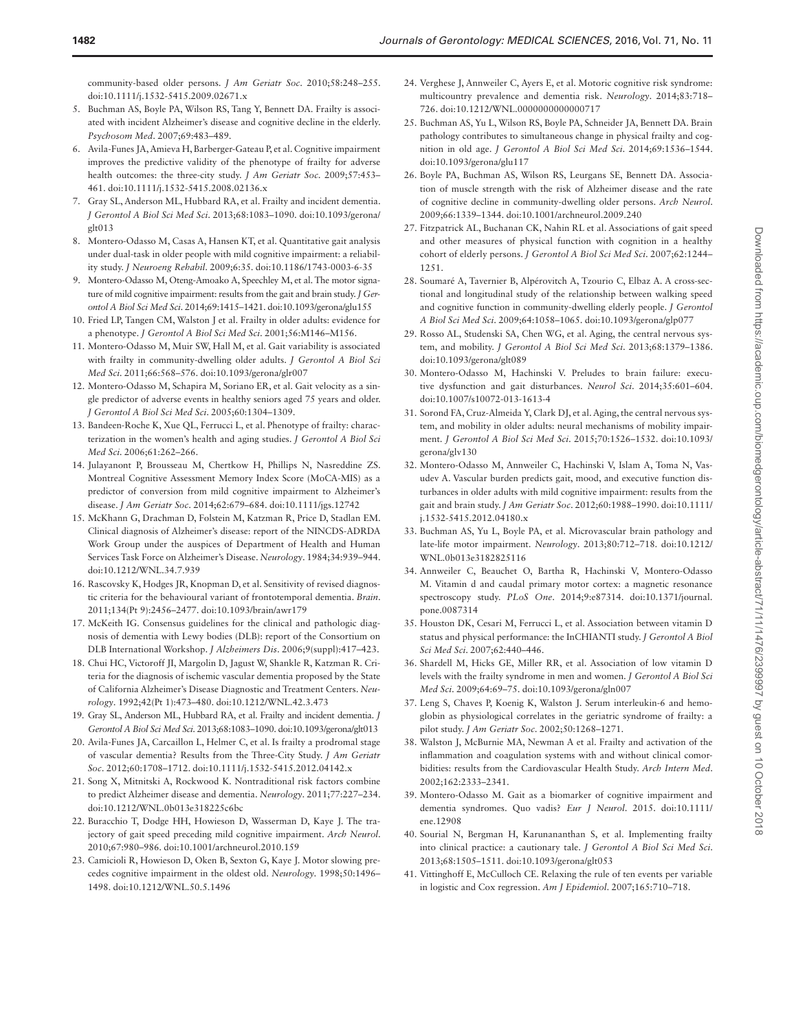community-based older persons. *J Am Geriatr Soc*. 2010;58:248–255. doi:10.1111/j.1532-5415.2009.02671.x

5. Buchman AS, Boyle PA, Wilson RS, Tang Y, Bennett DA. Frailty is associated with incident Alzheimer's disease and cognitive decline in the elderly. *Psychosom Med*. 2007;69:483–489.
6. Avila-Funes JA, Amieva H, Barberger-Gateau P, et al. Cognitive impairment improves the predictive validity of the phenotype of frailty for adverse health outcomes: the three-city study. *J Am Geriatr Soc*. 2009;57:453–461. doi:10.1111/j.1532-5415.2008.02136.x
7. Gray SL, Anderson ML, Hubbard RA, et al. Frailty and incident dementia. *J Gerontol A Biol Sci Med Sci*. 2013;68:1083–1090. doi:10.1093/gerona/glt013
8. Montero-Odasso M, Casas A, Hansen KT, et al. Quantitative gait analysis under dual-task in older people with mild cognitive impairment: a reliability study. *J Neuroeng Rehabil*. 2009;6:35. doi:10.1186/1743-0003-6-35
9. Montero-Odasso M, Oteng-Amoako A, Speechley M, et al. The motor signature of mild cognitive impairment: results from the gait and brain study. *J Gerontol A Biol Sci Med Sci*. 2014;69:1415–1421. doi:10.1093/gerona/glu155
10. Fried LP, Tangen CM, Walston J et al. Frailty in older adults: evidence for a phenotype. *J Gerontol A Biol Sci Med Sci*. 2001;56:M146–M156.
11. Montero-Odasso M, Muir SW, Hall M, et al. Gait variability is associated with frailty in community-dwelling older adults. *J Gerontol A Biol Sci Med Sci*. 2011;66:568–576. doi:10.1093/gerona/glr007
12. Montero-Odasso M, Schapira M, Soriano ER, et al. Gait velocity as a single predictor of adverse events in healthy seniors aged 75 years and older. *J Gerontol A Biol Sci Med Sci*. 2005;60:1304–1309.
13. Bandeen-Roche K, Xue QL, Ferrucci L, et al. Phenotype of frailty: characterization in the women's health and aging studies. *J Gerontol A Biol Sci Med Sci*. 2006;61:262–266.
14. Julayanont P, Brousseau M, Chertkow H, Phillips N, Nasreddine ZS. Montreal Cognitive Assessment Memory Index Score (MoCA-MIS) as a predictor of conversion from mild cognitive impairment to Alzheimer's disease. *J Am Geriatr Soc*. 2014;62:679–684. doi:10.1111/jgs.12742
15. McKhann G, Drachman D, Folstein M, Katzman R, Price D, Stadlan EM. Clinical diagnosis of Alzheimer's disease: report of the NINCDS-ADRDA Work Group under the auspices of Department of Health and Human Services Task Force on Alzheimer's Disease. *Neurology*. 1984;34:939–944. doi:10.1212/WNL.34.7.939
16. Rascovsky K, Hodges JR, Knopman D, et al. Sensitivity of revised diagnostic criteria for the behavioural variant of frontotemporal dementia. *Brain*. 2011;134(Pt 9):2456–2477. doi:10.1093/brain/awr179
17. McKeith IG. Consensus guidelines for the clinical and pathologic diagnosis of dementia with Lewy bodies (DLB): report of the Consortium on DLB International Workshop. *J Alzheimers Dis*. 2006;9(suppl):417–423.
18. Chui HC, Victoroff JI, Margolin D, Jagust W, Shankle R, Katzman R. Criteria for the diagnosis of ischemic vascular dementia proposed by the State of California Alzheimer's Disease Diagnostic and Treatment Centers. *Neurology*. 1992;42(Pt 1):473–480. doi:10.1212/WNL.42.3.473
19. Gray SL, Anderson ML, Hubbard RA, et al. Frailty and incident dementia. *J Gerontol A Biol Sci Med Sci*. 2013;68:1083–1090. doi:10.1093/gerona/glt013
20. Avila-Funes JA, Carcaillon L, Helmer C, et al. Is frailty a prodromal stage of vascular dementia? Results from the Three-City Study. *J Am Geriatr Soc*. 2012;60:1708–1712. doi:10.1111/j.1532-5415.2012.04142.x
21. Song X, Mitnitski A, Rockwood K. Nontraditional risk factors combine to predict Alzheimer disease and dementia. *Neurology*. 2011;77:227–234. doi:10.1212/WNL.0b013e318225c6bc
22. Buracchio T, Dodge HH, Howieson D, Wasserman D, Kaye J. The trajectory of gait speed preceding mild cognitive impairment. *Arch Neurol*. 2010;67:980–986. doi:10.1001/archneurol.2010.159
23. Camicioli R, Howieson D, Oken B, Sexton G, Kaye J. Motor slowing precedes cognitive impairment in the oldest old. *Neurology*. 1998;50:1496–1498. doi:10.1212/WNL.50.5.1496
24. Verghese J, Annweiler C, Ayers E, et al. Motoric cognitive risk syndrome: multicountry prevalence and dementia risk. *Neurology*. 2014;83:718–726. doi:10.1212/WNL.0000000000000717
25. Buchman AS, Yu L, Wilson RS, Boyle PA, Schneider JA, Bennett DA. Brain pathology contributes to simultaneous change in physical frailty and cognition in old age. *J Gerontol A Biol Sci Med Sci*. 2014;69:1536–1544. doi:10.1093/gerona/glu117
26. Boyle PA, Buchman AS, Wilson RS, Leurgans SE, Bennett DA. Association of muscle strength with the risk of Alzheimer disease and the rate of cognitive decline in community-dwelling older persons. *Arch Neurol*. 2009;66:1339–1344. doi:10.1001/archneurol.2009.240
27. Fitzpatrick AL, Buchanan CK, Nahin RL et al. Associations of gait speed and other measures of physical function with cognition in a healthy cohort of elderly persons. *J Gerontol A Biol Sci Med Sci*. 2007;62:1244–1251.
28. Soumaré A, Tavernier B, Alpérovitch A, Tzourio C, Elbaz A. A cross-sectional and longitudinal study of the relationship between walking speed and cognitive function in community-dwelling elderly people. *J Gerontol A Biol Sci Med Sci*. 2009;64:1058–1065. doi:10.1093/gerona/glp077
29. Rosso AL, Studenski SA, Chen WG, et al. Aging, the central nervous system, and mobility. *J Gerontol A Biol Sci Med Sci*. 2013;68:1379–1386. doi:10.1093/gerona/glt089
30. Montero-Odasso M, Hachinski V. Preludes to brain failure: executive dysfunction and gait disturbances. *Neurol Sci*. 2014;35:601–604. doi:10.1007/s10072-013-1613-4
31. Sorond FA, Cruz-Almeida Y, Clark DJ, et al. Aging, the central nervous system, and mobility in older adults: neural mechanisms of mobility impairment. *J Gerontol A Biol Sci Med Sci*. 2015;70:1526–1532. doi:10.1093/gerona/glv130
32. Montero-Odasso M, Annweiler C, Hachinski V, Islam A, Toma N, Vasudev A. Vascular burden predicts gait, mood, and executive function disturbances in older adults with mild cognitive impairment: results from the gait and brain study. *J Am Geriatr Soc*. 2012;60:1988–1990. doi:10.1111/j.1532-5415.2012.04180.x
33. Buchman AS, Yu L, Boyle PA, et al. Microvascular brain pathology and late-life motor impairment. *Neurology*. 2013;80:712–718. doi:10.1212/WNL.0b013e3182825116
34. Annweiler C, Beauchet O, Bartha R, Hachinski V, Montero-Odasso M. Vitamin d and caudal primary motor cortex: a magnetic resonance spectroscopy study. *PLoS One*. 2014;9:e87314. doi:10.1371/journal.pone.0087314
35. Houston DK, Cesari M, Ferrucci L, et al. Association between vitamin D status and physical performance: the InCHIANTI study. *J Gerontol A Biol Sci Med Sci*. 2007;62:440–446.
36. Shardell M, Hicks GE, Miller RR, et al. Association of low vitamin D levels with the frailty syndrome in men and women. *J Gerontol A Biol Sci Med Sci*. 2009;64:69–75. doi:10.1093/gerona/gln007
37. Leng S, Chaves P, Koenig K, Walston J. Serum interleukin-6 and hemoglobin as physiological correlates in the geriatric syndrome of frailty: a pilot study. *J Am Geriatr Soc*. 2002;50:1268–1271.
38. Walston J, McBurnie MA, Newman A et al. Frailty and activation of the inflammation and coagulation systems with and without clinical comorbidities: results from the Cardiovascular Health Study. *Arch Intern Med*. 2002;162:2333–2341.
39. Montero-Odasso M. Gait as a biomarker of cognitive impairment and dementia syndromes. Quo vadis? *Eur J Neurol*. 2015. doi:10.1111/ene.12908
40. Sourial N, Bergman H, Karunananthan S, et al. Implementing frailty into clinical practice: a cautionary tale. *J Gerontol A Biol Sci Med Sci*. 2013;68:1505–1511. doi:10.1093/gerona/glt053
41. Vittinghoff E, McCulloch CE. Relaxing the rule of ten events per variable in logistic and Cox regression. *Am J Epidemiol*. 2007;165:710–718.